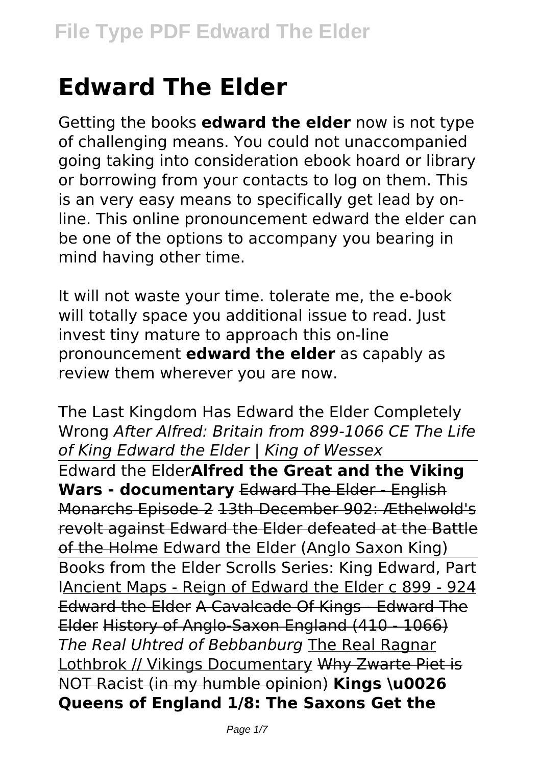# Edward The Elder

Getting the books **edward the elder** now is not type of challenging means. You could not unaccompanied going taking into consideration ebook hoard or library or borrowing from your contacts to log on them. This is an very easy means to specifically get lead by online. This online pronouncement edward the elder can be one of the options to accompany you bearing in mind having other time.

It will not waste your time. tolerate me, the e-book will totally space you additional issue to read. Just invest tiny mature to approach this on-line pronouncement **edward the elder** as capably as review them wherever you are now.

The Last Kingdom Has Edward the Elder Completely Wrong *After Alfred: Britain from 899-1066 CE The Life of King Edward the Elder | King of Wessex*

Edward the Elder**Alfred the Great and the Viking Wars - documentary** Edward The Elder - English Monarchs Episode 2 13th December 902: Æthelwold's revolt against Edward the Elder defeated at the Battle of the Holme Edward the Elder (Anglo Saxon King)

Books from the Elder Scrolls Series: King Edward, Part IAncient Maps - Reign of Edward the Elder c 899 - 924 Edward the Elder A Cavalcade Of Kings - Edward The Elder History of Anglo-Saxon England (410 - 1066) *The Real Uhtred of Bebbanburg* The Real Ragnar Lothbrok // Vikings Documentary Why Zwarte Piet is NOT Racist (in my humble opinion) **Kings \u0026 Queens of England 1/8: The Saxons Get the**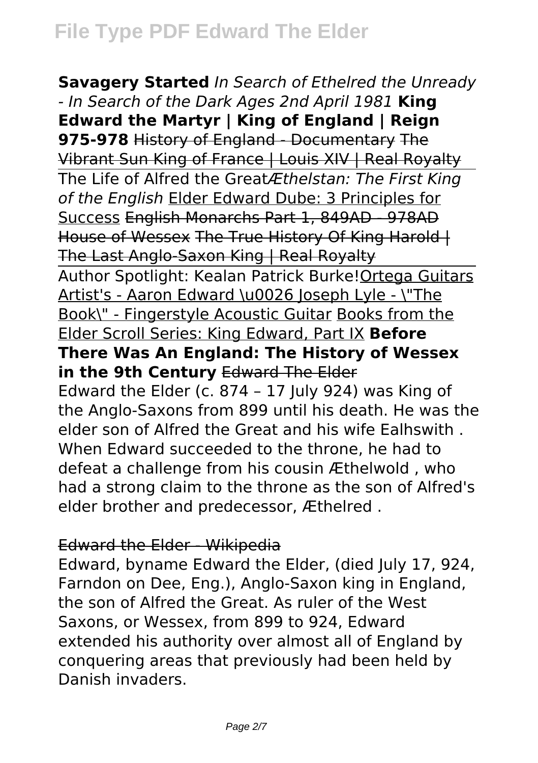**Savagery Started** *In Search of Ethelred the Unready - In Search of the Dark Ages 2nd April 1981* **King Edward the Martyr | King of England | Reign 975-978** ~~History of England - Documentary~~ ~~The Vibrant Sun King of France | Louis XIV | Real Royalty~~ The Life of Alfred the Great*Æthelstan: The First King of the English* Elder Edward Dube: 3 Principles for Success ~~English Monarchs Part 1, 849AD - 978AD House of Wessex~~ ~~The True History Of King Harold | The Last Anglo-Saxon King | Real Royalty~~ Author Spotlight: Kealan Patrick Burke!Ortega Guitars Artist's - Aaron Edward \u0026 Joseph Lyle - \"The Book\" - Fingerstyle Acoustic Guitar Books from the Elder Scroll Series: King Edward, Part IX **Before There Was An England: The History of Wessex in the 9th Century** ~~Edward The Elder~~

Edward the Elder (c. 874 – 17 July 924) was King of the Anglo-Saxons from 899 until his death. He was the elder son of Alfred the Great and his wife Ealhswith . When Edward succeeded to the throne, he had to defeat a challenge from his cousin Æthelwold , who had a strong claim to the throne as the son of Alfred's elder brother and predecessor, Æthelred .

~~Edward the Elder - Wikipedia~~

Edward, byname Edward the Elder, (died July 17, 924, Farndon on Dee, Eng.), Anglo-Saxon king in England, the son of Alfred the Great. As ruler of the West Saxons, or Wessex, from 899 to 924, Edward extended his authority over almost all of England by conquering areas that previously had been held by Danish invaders.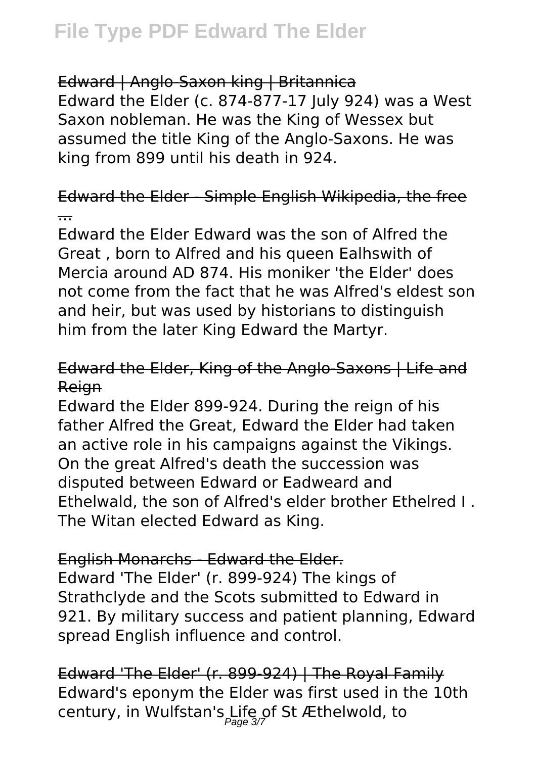Edward | Anglo-Saxon king | Britannica

Edward the Elder (c. 874-877-17 July 924) was a West Saxon nobleman. He was the King of Wessex but assumed the title King of the Anglo-Saxons. He was king from 899 until his death in 924.

Edward the Elder - Simple English Wikipedia, the free ...

Edward the Elder Edward was the son of Alfred the Great , born to Alfred and his queen Ealhswith of Mercia around AD 874. His moniker 'the Elder' does not come from the fact that he was Alfred's eldest son and heir, but was used by historians to distinguish him from the later King Edward the Martyr.

Edward the Elder, King of the Anglo-Saxons | Life and Reign

Edward the Elder 899-924. During the reign of his father Alfred the Great, Edward the Elder had taken an active role in his campaigns against the Vikings. On the great Alfred's death the succession was disputed between Edward or Eadweard and Ethelwald, the son of Alfred's elder brother Ethelred I . The Witan elected Edward as King.

English Monarchs - Edward the Elder.

Edward 'The Elder' (r. 899-924) The kings of Strathclyde and the Scots submitted to Edward in 921. By military success and patient planning, Edward spread English influence and control.

Edward 'The Elder' (r. 899-924) | The Royal Family

Edward's eponym the Elder was first used in the 10th century, in Wulfstan's Life of St Æthelwold, to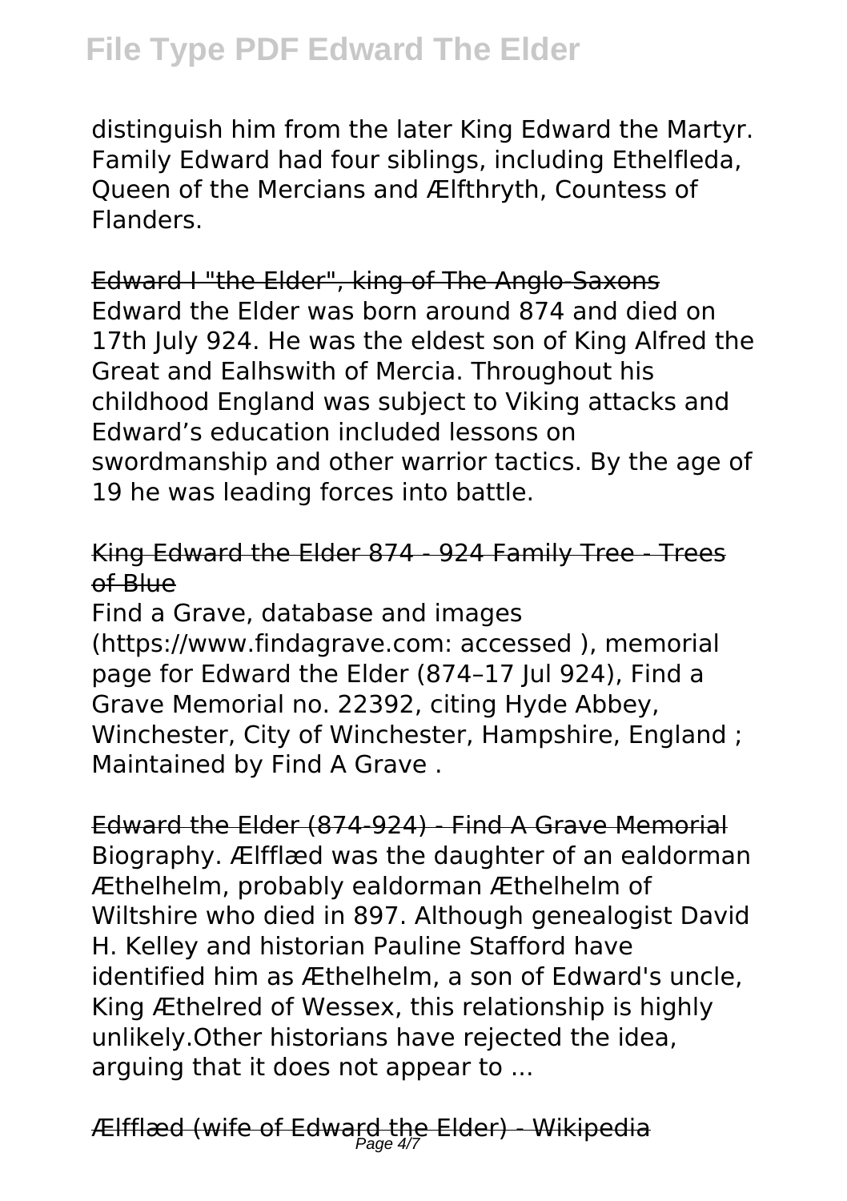distinguish him from the later King Edward the Martyr. Family Edward had four siblings, including Ethelfleda, Queen of the Mercians and Ælfthryth, Countess of Flanders.

## Edward I "the Elder", king of The Anglo-Saxons

Edward the Elder was born around 874 and died on 17th July 924. He was the eldest son of King Alfred the Great and Ealhswith of Mercia. Throughout his childhood England was subject to Viking attacks and Edward's education included lessons on swordmanship and other warrior tactics. By the age of 19 he was leading forces into battle.

## King Edward the Elder 874 - 924 Family Tree - Trees of Blue

Find a Grave, database and images (https://www.findagrave.com: accessed ), memorial page for Edward the Elder (874–17 Jul 924), Find a Grave Memorial no. 22392, citing Hyde Abbey, Winchester, City of Winchester, Hampshire, England ; Maintained by Find A Grave .

## Edward the Elder (874-924) - Find A Grave Memorial

Biography. Ælfflæd was the daughter of an ealdorman Æthelhelm, probably ealdorman Æthelhelm of Wiltshire who died in 897. Although genealogist David H. Kelley and historian Pauline Stafford have identified him as Æthelhelm, a son of Edward's uncle, King Æthelred of Wessex, this relationship is highly unlikely.Other historians have rejected the idea, arguing that it does not appear to ...

## Ælfflæd (wife of Edward the Elder) - Wikipedia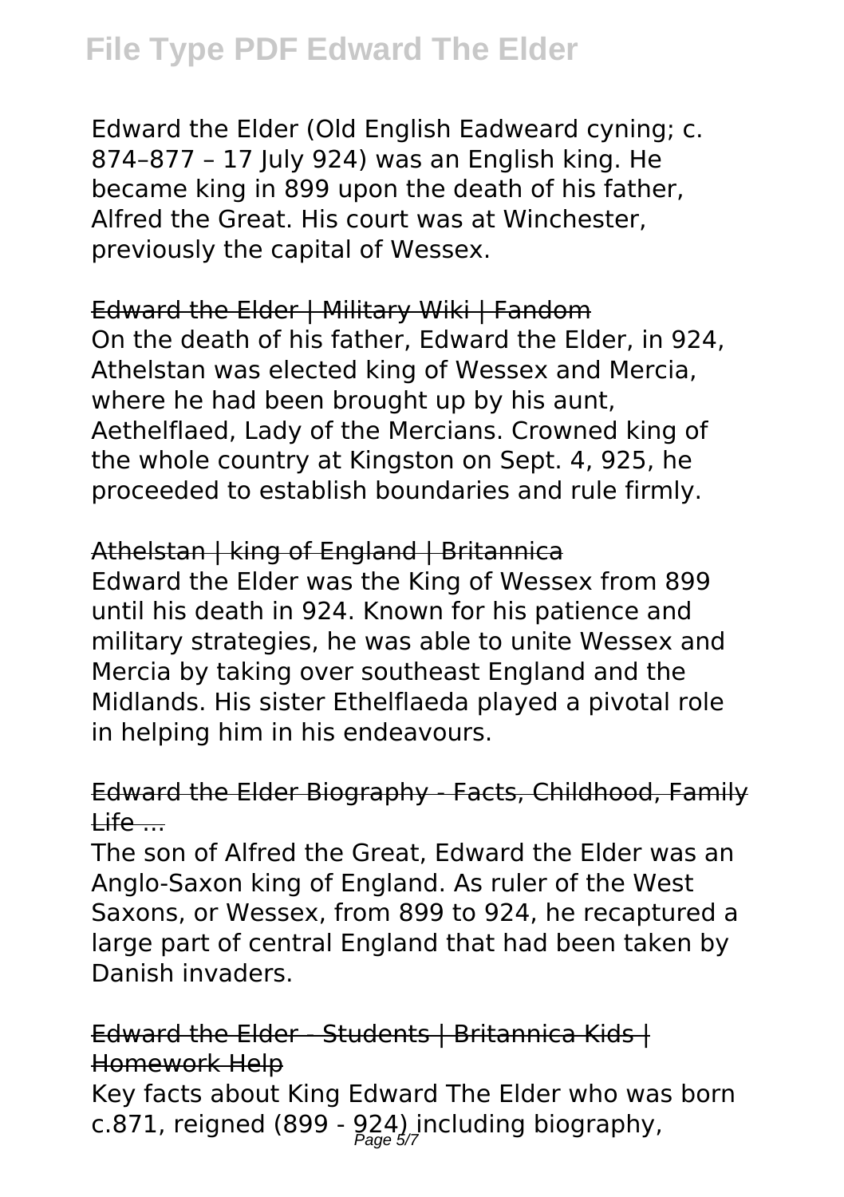Edward the Elder (Old English Eadweard cyning; c. 874–877 – 17 July 924) was an English king. He became king in 899 upon the death of his father, Alfred the Great. His court was at Winchester, previously the capital of Wessex.

Edward the Elder | Military Wiki | Fandom

On the death of his father, Edward the Elder, in 924, Athelstan was elected king of Wessex and Mercia, where he had been brought up by his aunt, Aethelflaed, Lady of the Mercians. Crowned king of the whole country at Kingston on Sept. 4, 925, he proceeded to establish boundaries and rule firmly.

Athelstan | king of England | Britannica

Edward the Elder was the King of Wessex from 899 until his death in 924. Known for his patience and military strategies, he was able to unite Wessex and Mercia by taking over southeast England and the Midlands. His sister Ethelflaeda played a pivotal role in helping him in his endeavours.

Edward the Elder Biography - Facts, Childhood, Family Life ...

The son of Alfred the Great, Edward the Elder was an Anglo-Saxon king of England. As ruler of the West Saxons, or Wessex, from 899 to 924, he recaptured a large part of central England that had been taken by Danish invaders.

Edward the Elder - Students | Britannica Kids | Homework Help

Key facts about King Edward The Elder who was born c.871, reigned (899 - 924) including biography,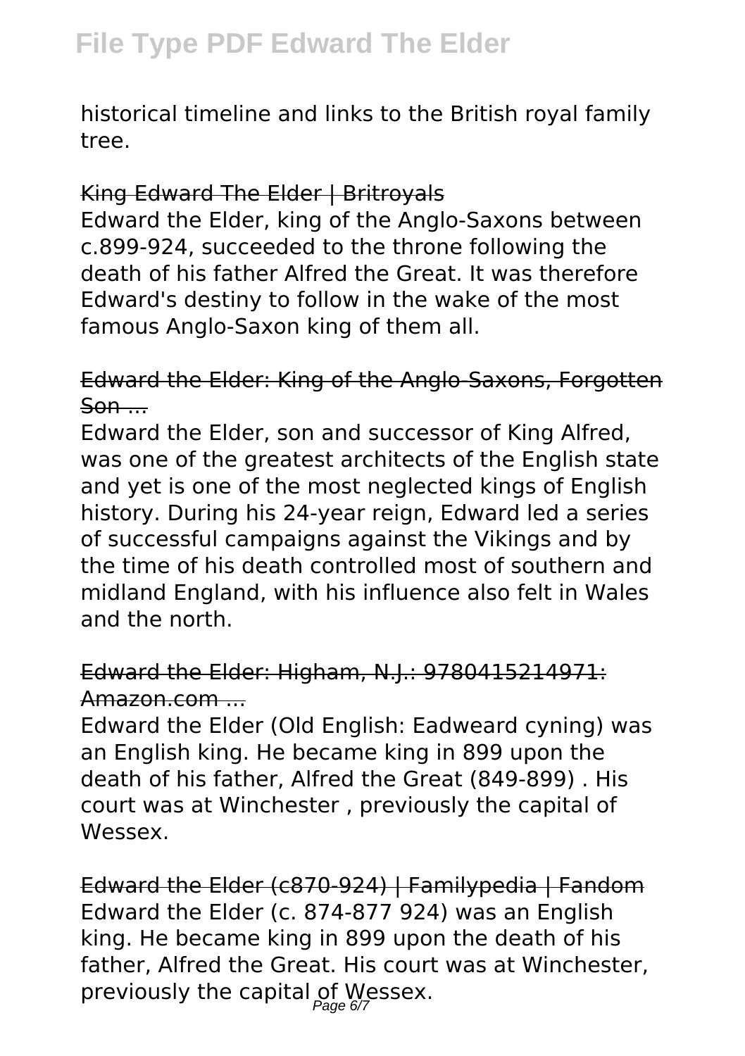historical timeline and links to the British royal family tree.

King Edward The Elder | Britroyals

Edward the Elder, king of the Anglo-Saxons between c.899-924, succeeded to the throne following the death of his father Alfred the Great. It was therefore Edward's destiny to follow in the wake of the most famous Anglo-Saxon king of them all.

Edward the Elder: King of the Anglo-Saxons, Forgotten Son ...

Edward the Elder, son and successor of King Alfred, was one of the greatest architects of the English state and yet is one of the most neglected kings of English history. During his 24-year reign, Edward led a series of successful campaigns against the Vikings and by the time of his death controlled most of southern and midland England, with his influence also felt in Wales and the north.

Edward the Elder: Higham, N.J.: 9780415214971: Amazon.com ...

Edward the Elder (Old English: Eadweard cyning) was an English king. He became king in 899 upon the death of his father, Alfred the Great (849-899) . His court was at Winchester , previously the capital of Wessex.

Edward the Elder (c870-924) | Familypedia | Fandom

Edward the Elder (c. 874-877 924) was an English king. He became king in 899 upon the death of his father, Alfred the Great. His court was at Winchester, previously the capital of Wessex.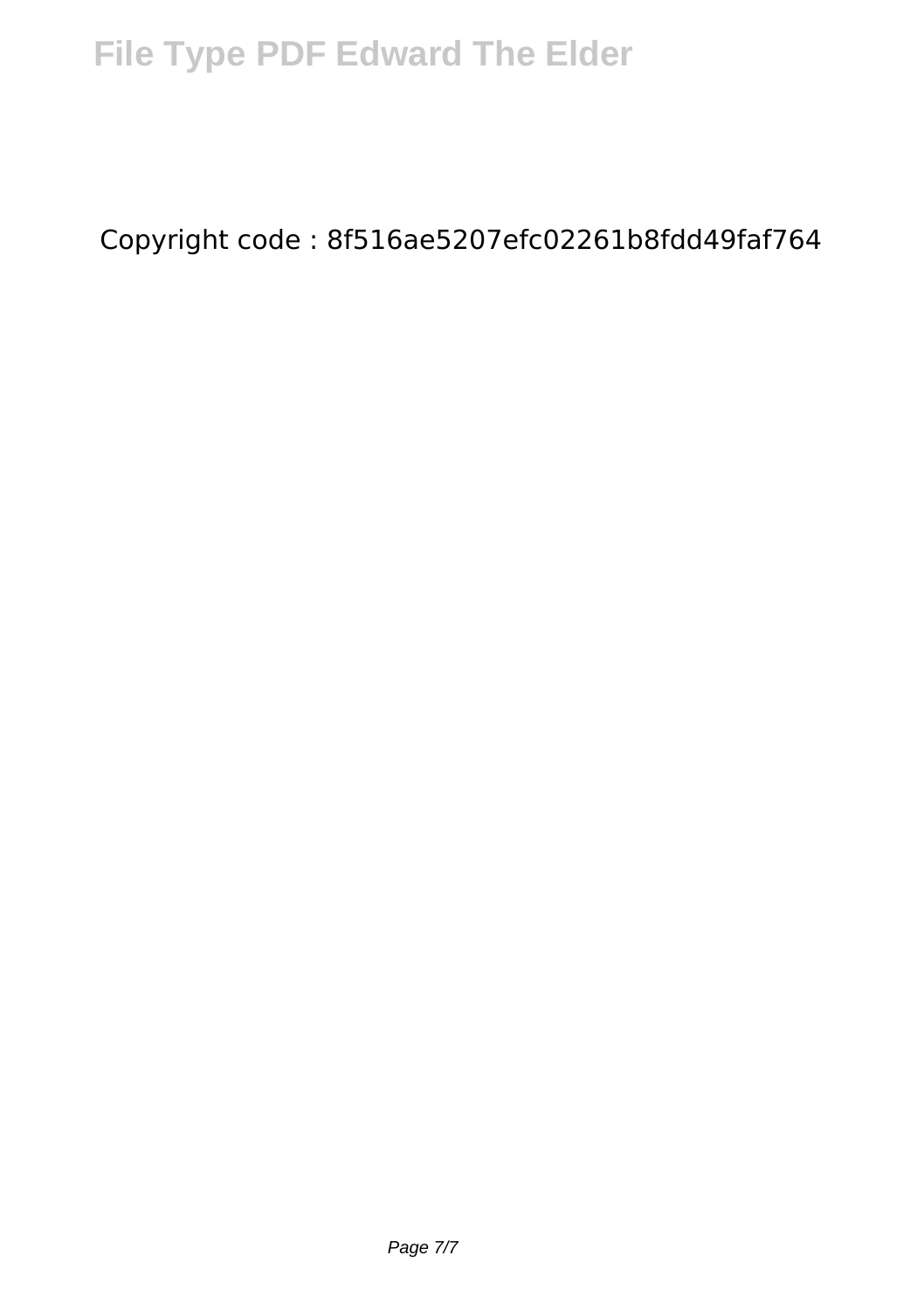Copyright code : 8f516ae5207efc02261b8fdd49faf764